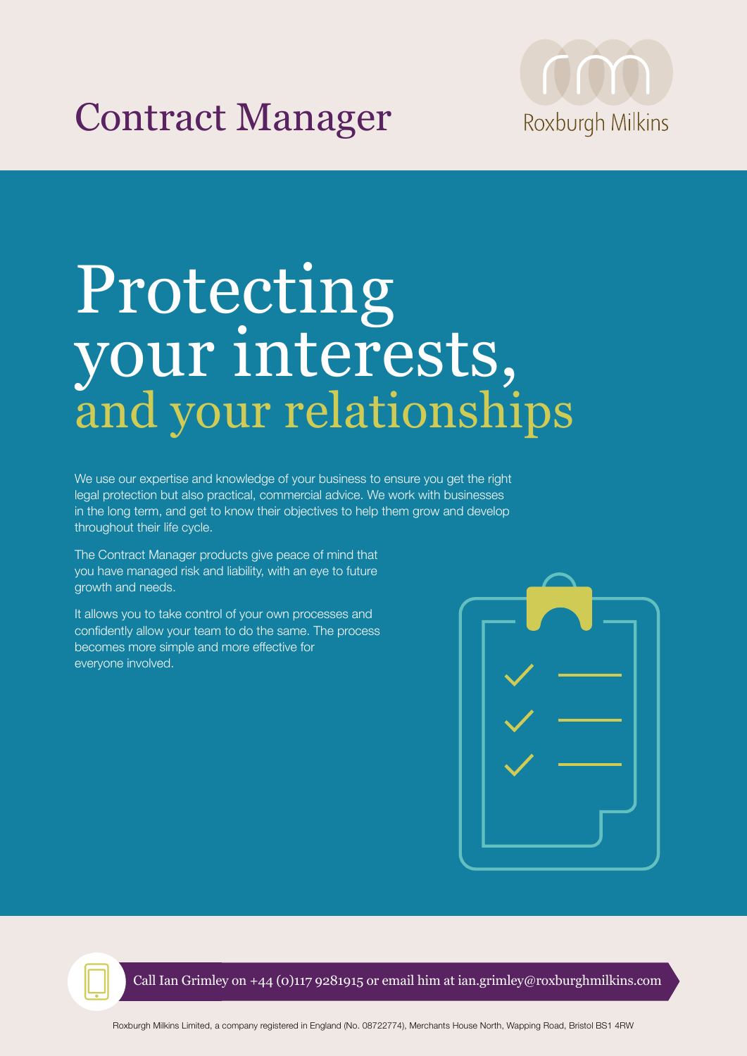# Contract Manager

Roxburgh Milkins

# Protecting your interests, and your relationships

We use our expertise and knowledge of your business to ensure you get the right legal protection but also practical, commercial advice. We work with businesses in the long term, and get to know their objectives to help them grow and develop throughout their life cycle.

The Contract Manager products give peace of mind that you have managed risk and liability, with an eye to future growth and needs.

It allows you to take control of your own processes and confidently allow your team to do the same. The process becomes more simple and more effective for everyone involved.

Call Ian Grimley on +44 (0)117 9281915 or email him at ian.grimley@roxburghmilkins.com

Roxburgh Milkins Limited, a company registered in England (No. 08722774), Merchants House North, Wapping Road, Bristol BS1 4RW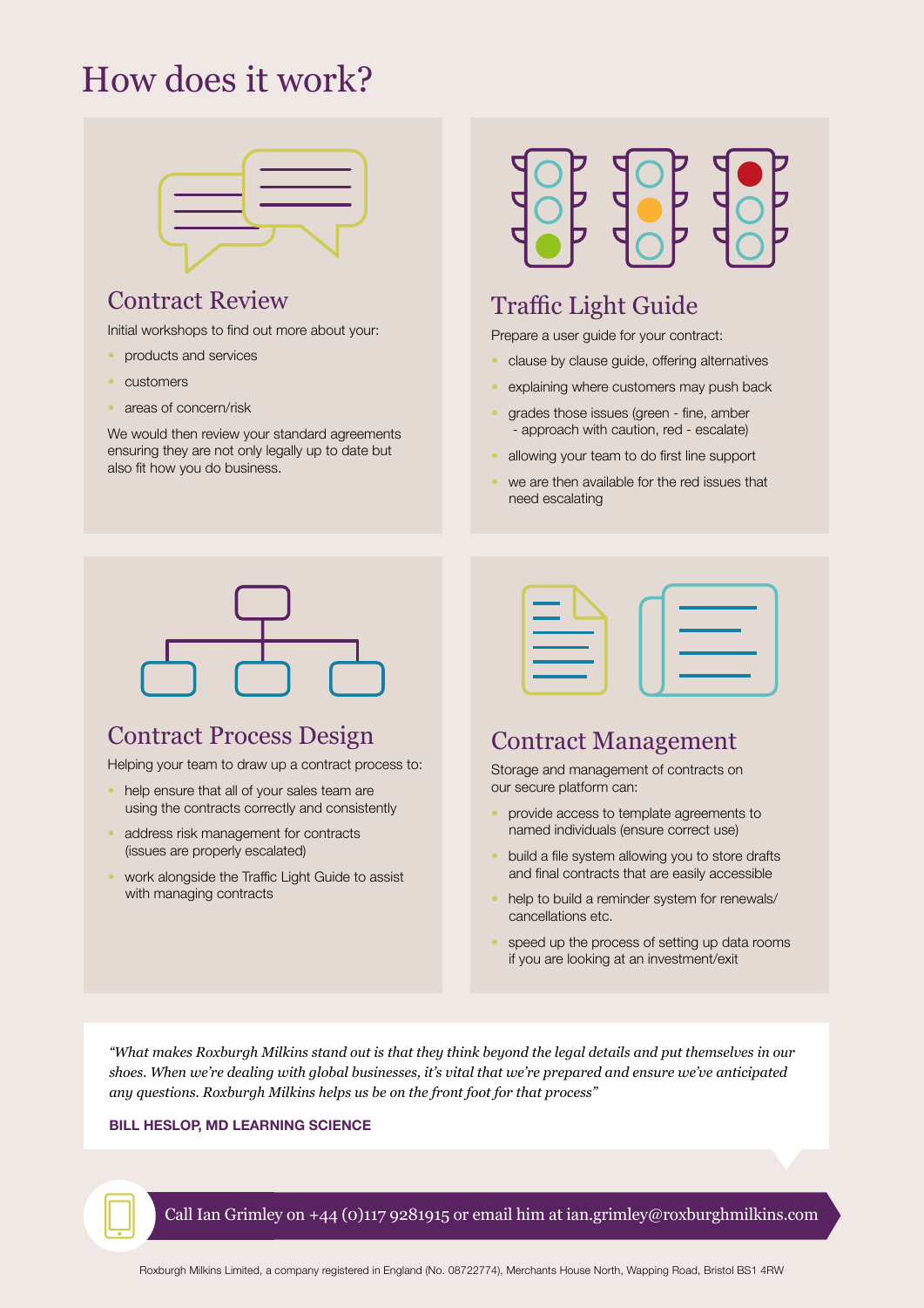# How does it work?

## Contract Review

Initial workshops to find out more about your:

- products and services
- customers
- areas of concern/risk

We would then review your standard agreements ensuring they are not only legally up to date but also fit how you do business.

## Traffic Light Guide

Prepare a user guide for your contract:

- clause by clause guide, offering alternatives
- explaining where customers may push back
- grades those issues (green - fine, amber - approach with caution, red - escalate)
- allowing your team to do first line support
- we are then available for the red issues that need escalating

## Contract Process Design

Helping your team to draw up a contract process to:

- help ensure that all of your sales team are using the contracts correctly and consistently
- address risk management for contracts (issues are properly escalated)
- work alongside the Traffic Light Guide to assist with managing contracts

## Contract Management

Storage and management of contracts on our secure platform can:

- provide access to template agreements to named individuals (ensure correct use)
- build a file system allowing you to store drafts and final contracts that are easily accessible
- help to build a reminder system for renewals/cancellations etc.
- speed up the process of setting up data rooms if you are looking at an investment/exit

*"What makes Roxburgh Milkins stand out is that they think beyond the legal details and put themselves in our shoes. When we're dealing with global businesses, it's vital that we're prepared and ensure we've anticipated any questions. Roxburgh Milkins helps us be on the front foot for that process"*

**BILL HESLOP, MD LEARNING SCIENCE**

Call Ian Grimley on +44 (0)117 9281915 or email him at ian.grimley@roxburghmilkins.com

Roxburgh Milkins Limited, a company registered in England (No. 08722774), Merchants House North, Wapping Road, Bristol BS1 4RW